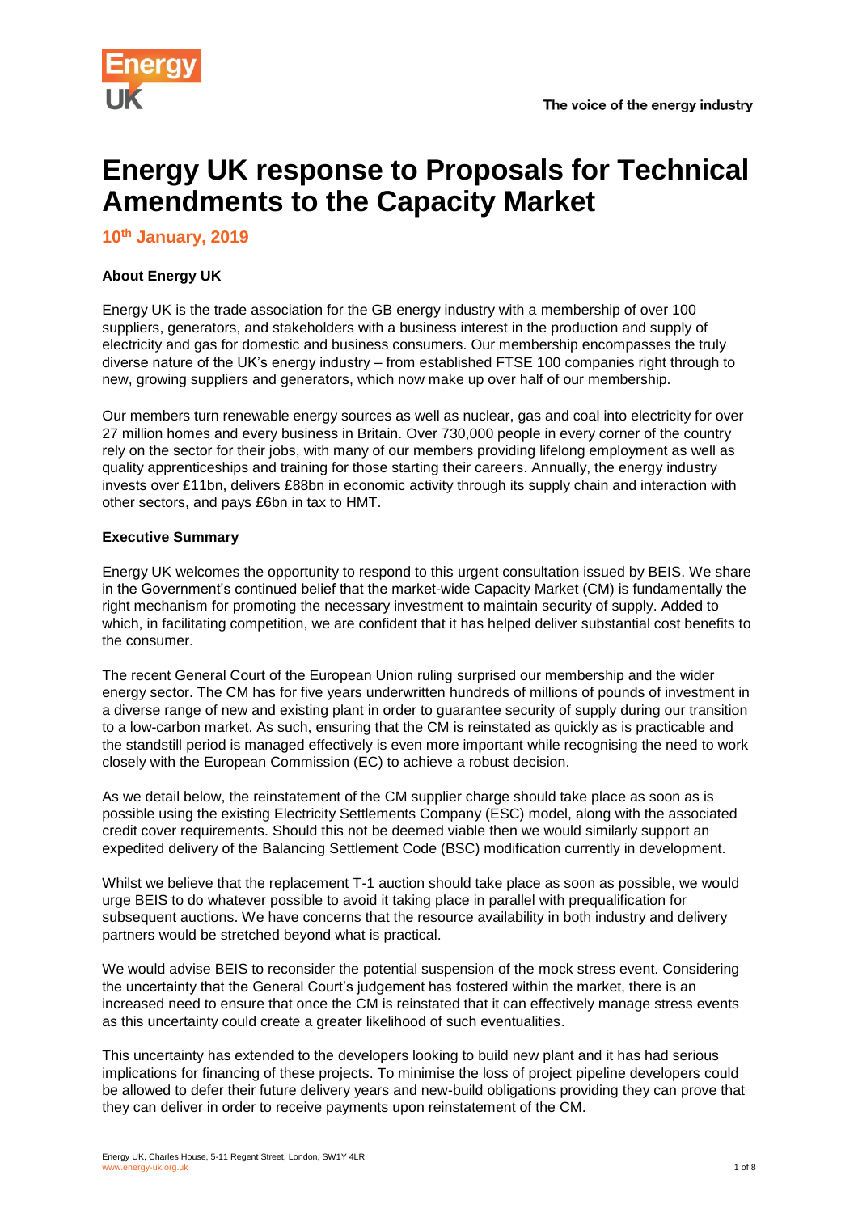# Energy UK response to Proposals for Technical Amendments to the Capacity Market

**10th January, 2019**

**About Energy UK**

Energy UK is the trade association for the GB energy industry with a membership of over 100 suppliers, generators, and stakeholders with a business interest in the production and supply of electricity and gas for domestic and business consumers. Our membership encompasses the truly diverse nature of the UK's energy industry – from established FTSE 100 companies right through to new, growing suppliers and generators, which now make up over half of our membership.

Our members turn renewable energy sources as well as nuclear, gas and coal into electricity for over 27 million homes and every business in Britain. Over 730,000 people in every corner of the country rely on the sector for their jobs, with many of our members providing lifelong employment as well as quality apprenticeships and training for those starting their careers. Annually, the energy industry invests over £11bn, delivers £88bn in economic activity through its supply chain and interaction with other sectors, and pays £6bn in tax to HMT.

**Executive Summary**

Energy UK welcomes the opportunity to respond to this urgent consultation issued by BEIS. We share in the Government's continued belief that the market-wide Capacity Market (CM) is fundamentally the right mechanism for promoting the necessary investment to maintain security of supply. Added to which, in facilitating competition, we are confident that it has helped deliver substantial cost benefits to the consumer.

The recent General Court of the European Union ruling surprised our membership and the wider energy sector. The CM has for five years underwritten hundreds of millions of pounds of investment in a diverse range of new and existing plant in order to guarantee security of supply during our transition to a low-carbon market. As such, ensuring that the CM is reinstated as quickly as is practicable and the standstill period is managed effectively is even more important while recognising the need to work closely with the European Commission (EC) to achieve a robust decision.

As we detail below, the reinstatement of the CM supplier charge should take place as soon as is possible using the existing Electricity Settlements Company (ESC) model, along with the associated credit cover requirements. Should this not be deemed viable then we would similarly support an expedited delivery of the Balancing Settlement Code (BSC) modification currently in development.

Whilst we believe that the replacement T-1 auction should take place as soon as possible, we would urge BEIS to do whatever possible to avoid it taking place in parallel with prequalification for subsequent auctions. We have concerns that the resource availability in both industry and delivery partners would be stretched beyond what is practical.

We would advise BEIS to reconsider the potential suspension of the mock stress event. Considering the uncertainty that the General Court's judgement has fostered within the market, there is an increased need to ensure that once the CM is reinstated that it can effectively manage stress events as this uncertainty could create a greater likelihood of such eventualities.

This uncertainty has extended to the developers looking to build new plant and it has had serious implications for financing of these projects. To minimise the loss of project pipeline developers could be allowed to defer their future delivery years and new-build obligations providing they can prove that they can deliver in order to receive payments upon reinstatement of the CM.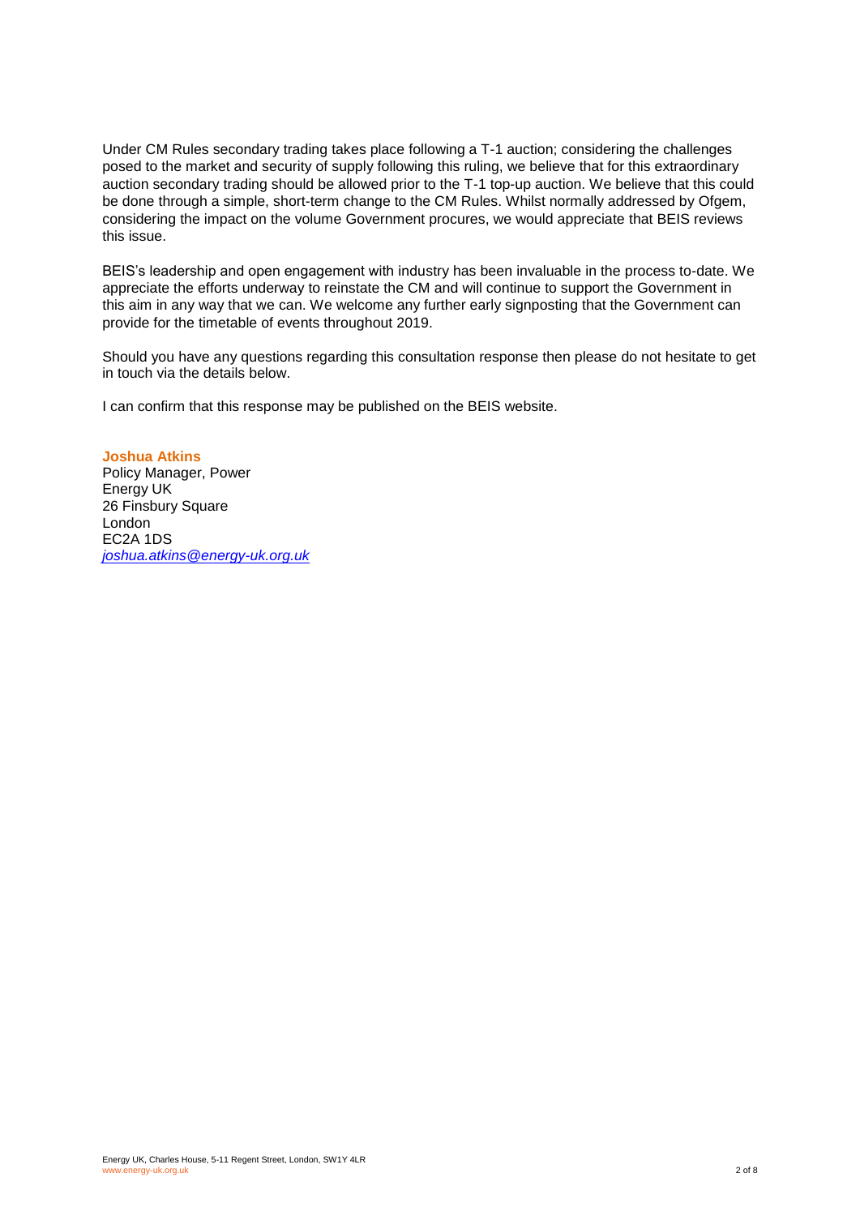Under CM Rules secondary trading takes place following a T-1 auction; considering the challenges posed to the market and security of supply following this ruling, we believe that for this extraordinary auction secondary trading should be allowed prior to the T-1 top-up auction. We believe that this could be done through a simple, short-term change to the CM Rules. Whilst normally addressed by Ofgem, considering the impact on the volume Government procures, we would appreciate that BEIS reviews this issue.

BEIS's leadership and open engagement with industry has been invaluable in the process to-date. We appreciate the efforts underway to reinstate the CM and will continue to support the Government in this aim in any way that we can. We welcome any further early signposting that the Government can provide for the timetable of events throughout 2019.

Should you have any questions regarding this consultation response then please do not hesitate to get in touch via the details below.

I can confirm that this response may be published on the BEIS website.

**Joshua Atkins**
Policy Manager, Power
Energy UK
26 Finsbury Square
London
EC2A 1DS
*joshua.atkins@energy-uk.org.uk*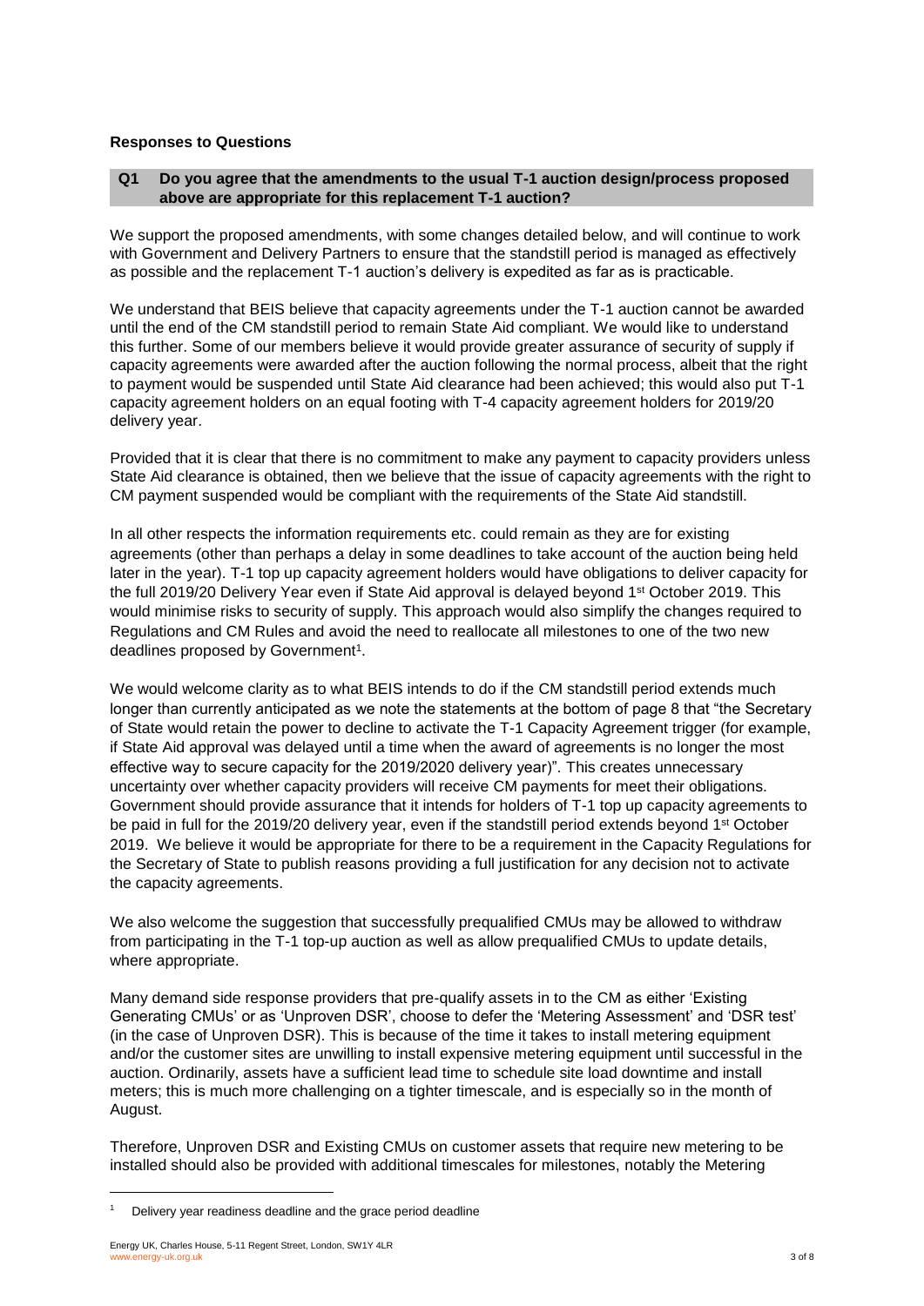**Responses to Questions**

**Q1 Do you agree that the amendments to the usual T-1 auction design/process proposed above are appropriate for this replacement T-1 auction?**

We support the proposed amendments, with some changes detailed below, and will continue to work with Government and Delivery Partners to ensure that the standstill period is managed as effectively as possible and the replacement T-1 auction's delivery is expedited as far as is practicable.

We understand that BEIS believe that capacity agreements under the T-1 auction cannot be awarded until the end of the CM standstill period to remain State Aid compliant. We would like to understand this further. Some of our members believe it would provide greater assurance of security of supply if capacity agreements were awarded after the auction following the normal process, albeit that the right to payment would be suspended until State Aid clearance had been achieved; this would also put T-1 capacity agreement holders on an equal footing with T-4 capacity agreement holders for 2019/20 delivery year.

Provided that it is clear that there is no commitment to make any payment to capacity providers unless State Aid clearance is obtained, then we believe that the issue of capacity agreements with the right to CM payment suspended would be compliant with the requirements of the State Aid standstill.

In all other respects the information requirements etc. could remain as they are for existing agreements (other than perhaps a delay in some deadlines to take account of the auction being held later in the year). T-1 top up capacity agreement holders would have obligations to deliver capacity for the full 2019/20 Delivery Year even if State Aid approval is delayed beyond 1st October 2019. This would minimise risks to security of supply. This approach would also simplify the changes required to Regulations and CM Rules and avoid the need to reallocate all milestones to one of the two new deadlines proposed by Government[1].

We would welcome clarity as to what BEIS intends to do if the CM standstill period extends much longer than currently anticipated as we note the statements at the bottom of page 8 that "the Secretary of State would retain the power to decline to activate the T-1 Capacity Agreement trigger (for example, if State Aid approval was delayed until a time when the award of agreements is no longer the most effective way to secure capacity for the 2019/2020 delivery year)". This creates unnecessary uncertainty over whether capacity providers will receive CM payments for meet their obligations. Government should provide assurance that it intends for holders of T-1 top up capacity agreements to be paid in full for the 2019/20 delivery year, even if the standstill period extends beyond 1st October 2019. We believe it would be appropriate for there to be a requirement in the Capacity Regulations for the Secretary of State to publish reasons providing a full justification for any decision not to activate the capacity agreements.

We also welcome the suggestion that successfully prequalified CMUs may be allowed to withdraw from participating in the T-1 top-up auction as well as allow prequalified CMUs to update details, where appropriate.

Many demand side response providers that pre-qualify assets in to the CM as either 'Existing Generating CMUs' or as 'Unproven DSR', choose to defer the 'Metering Assessment' and 'DSR test' (in the case of Unproven DSR). This is because of the time it takes to install metering equipment and/or the customer sites are unwilling to install expensive metering equipment until successful in the auction. Ordinarily, assets have a sufficient lead time to schedule site load downtime and install meters; this is much more challenging on a tighter timescale, and is especially so in the month of August.

Therefore, Unproven DSR and Existing CMUs on customer assets that require new metering to be installed should also be provided with additional timescales for milestones, notably the Metering

[1] Delivery year readiness deadline and the grace period deadline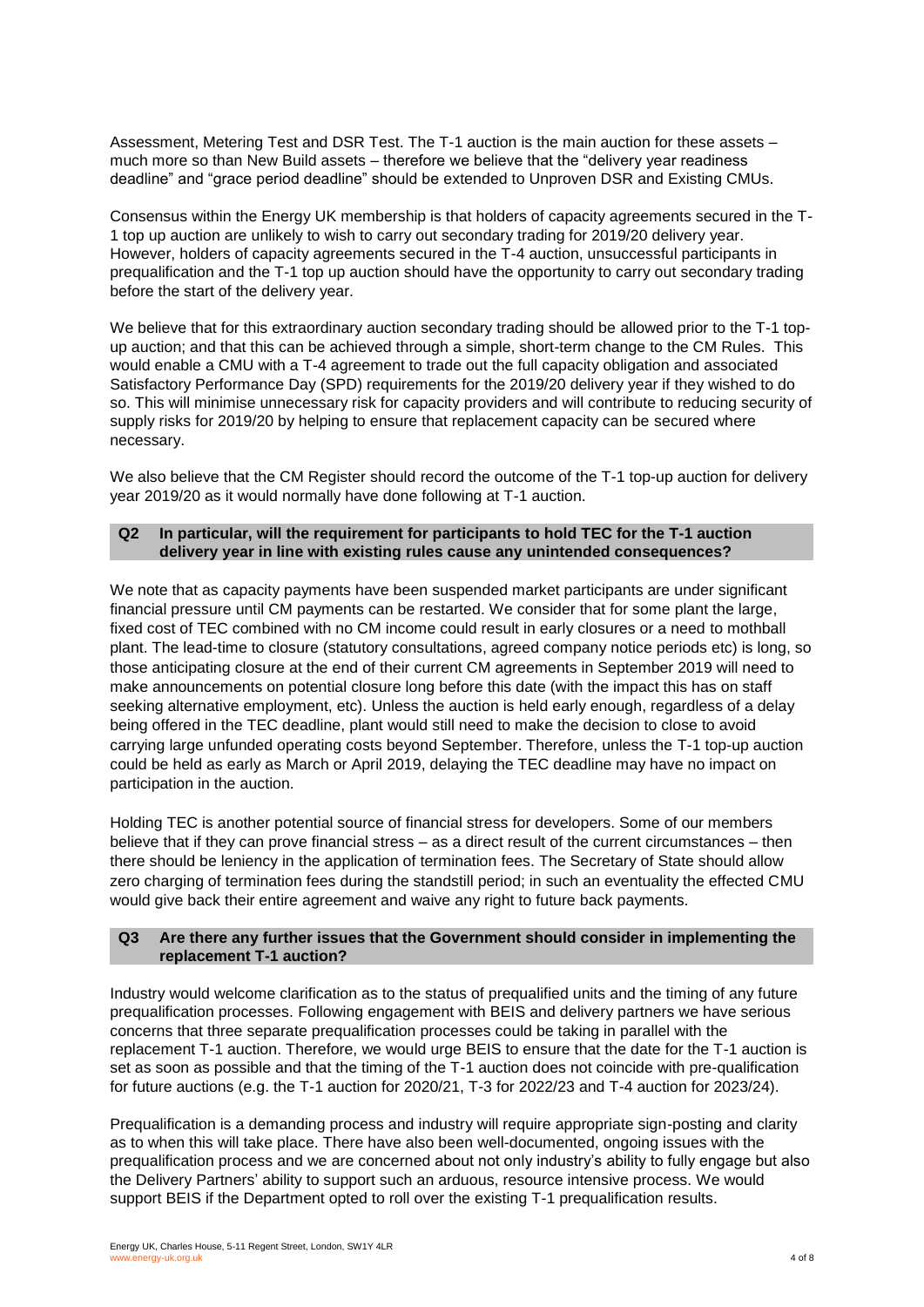Assessment, Metering Test and DSR Test. The T-1 auction is the main auction for these assets – much more so than New Build assets – therefore we believe that the "delivery year readiness deadline" and "grace period deadline" should be extended to Unproven DSR and Existing CMUs.

Consensus within the Energy UK membership is that holders of capacity agreements secured in the T-1 top up auction are unlikely to wish to carry out secondary trading for 2019/20 delivery year. However, holders of capacity agreements secured in the T-4 auction, unsuccessful participants in prequalification and the T-1 top up auction should have the opportunity to carry out secondary trading before the start of the delivery year.

We believe that for this extraordinary auction secondary trading should be allowed prior to the T-1 top-up auction; and that this can be achieved through a simple, short-term change to the CM Rules. This would enable a CMU with a T-4 agreement to trade out the full capacity obligation and associated Satisfactory Performance Day (SPD) requirements for the 2019/20 delivery year if they wished to do so. This will minimise unnecessary risk for capacity providers and will contribute to reducing security of supply risks for 2019/20 by helping to ensure that replacement capacity can be secured where necessary.

We also believe that the CM Register should record the outcome of the T-1 top-up auction for delivery year 2019/20 as it would normally have done following at T-1 auction.

**Q2 In particular, will the requirement for participants to hold TEC for the T-1 auction delivery year in line with existing rules cause any unintended consequences?**

We note that as capacity payments have been suspended market participants are under significant financial pressure until CM payments can be restarted. We consider that for some plant the large, fixed cost of TEC combined with no CM income could result in early closures or a need to mothball plant. The lead-time to closure (statutory consultations, agreed company notice periods etc) is long, so those anticipating closure at the end of their current CM agreements in September 2019 will need to make announcements on potential closure long before this date (with the impact this has on staff seeking alternative employment, etc). Unless the auction is held early enough, regardless of a delay being offered in the TEC deadline, plant would still need to make the decision to close to avoid carrying large unfunded operating costs beyond September. Therefore, unless the T-1 top-up auction could be held as early as March or April 2019, delaying the TEC deadline may have no impact on participation in the auction.

Holding TEC is another potential source of financial stress for developers. Some of our members believe that if they can prove financial stress – as a direct result of the current circumstances – then there should be leniency in the application of termination fees. The Secretary of State should allow zero charging of termination fees during the standstill period; in such an eventuality the effected CMU would give back their entire agreement and waive any right to future back payments.

**Q3 Are there any further issues that the Government should consider in implementing the replacement T-1 auction?**

Industry would welcome clarification as to the status of prequalified units and the timing of any future prequalification processes. Following engagement with BEIS and delivery partners we have serious concerns that three separate prequalification processes could be taking in parallel with the replacement T-1 auction. Therefore, we would urge BEIS to ensure that the date for the T-1 auction is set as soon as possible and that the timing of the T-1 auction does not coincide with pre-qualification for future auctions (e.g. the T-1 auction for 2020/21, T-3 for 2022/23 and T-4 auction for 2023/24).

Prequalification is a demanding process and industry will require appropriate sign-posting and clarity as to when this will take place. There have also been well-documented, ongoing issues with the prequalification process and we are concerned about not only industry's ability to fully engage but also the Delivery Partners' ability to support such an arduous, resource intensive process. We would support BEIS if the Department opted to roll over the existing T-1 prequalification results.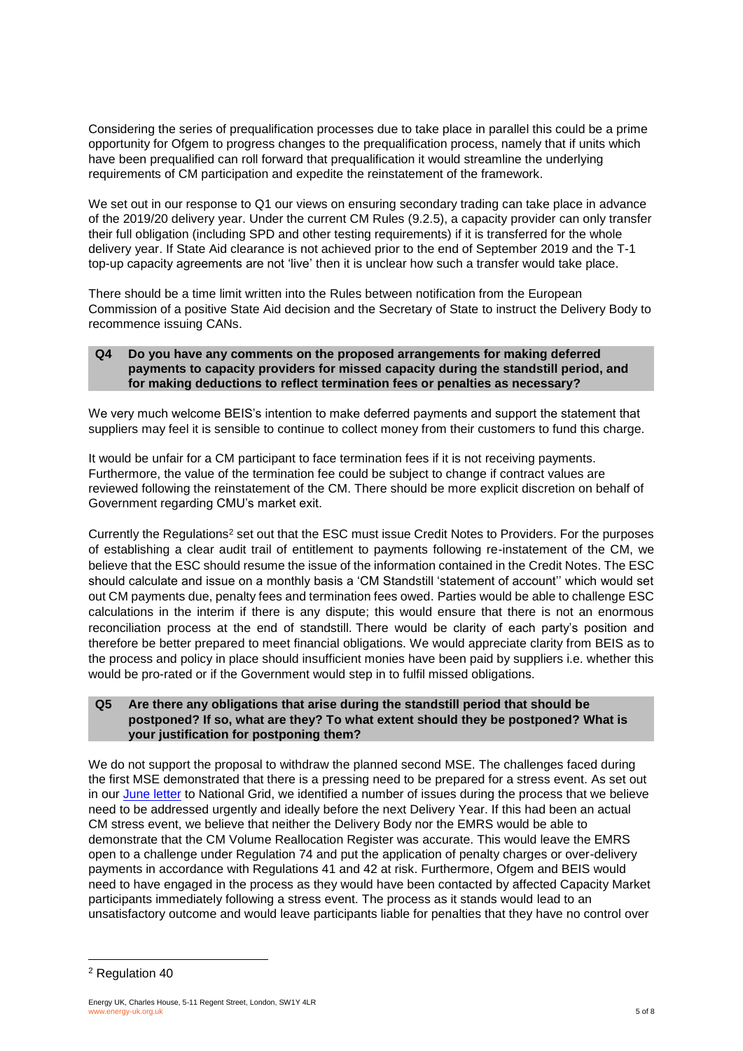Considering the series of prequalification processes due to take place in parallel this could be a prime opportunity for Ofgem to progress changes to the prequalification process, namely that if units which have been prequalified can roll forward that prequalification it would streamline the underlying requirements of CM participation and expedite the reinstatement of the framework.

We set out in our response to Q1 our views on ensuring secondary trading can take place in advance of the 2019/20 delivery year. Under the current CM Rules (9.2.5), a capacity provider can only transfer their full obligation (including SPD and other testing requirements) if it is transferred for the whole delivery year. If State Aid clearance is not achieved prior to the end of September 2019 and the T-1 top-up capacity agreements are not 'live' then it is unclear how such a transfer would take place.

There should be a time limit written into the Rules between notification from the European Commission of a positive State Aid decision and the Secretary of State to instruct the Delivery Body to recommence issuing CANs.

**Q4 Do you have any comments on the proposed arrangements for making deferred payments to capacity providers for missed capacity during the standstill period, and for making deductions to reflect termination fees or penalties as necessary?**

We very much welcome BEIS's intention to make deferred payments and support the statement that suppliers may feel it is sensible to continue to collect money from their customers to fund this charge.

It would be unfair for a CM participant to face termination fees if it is not receiving payments. Furthermore, the value of the termination fee could be subject to change if contract values are reviewed following the reinstatement of the CM. There should be more explicit discretion on behalf of Government regarding CMU's market exit.

Currently the Regulations[2] set out that the ESC must issue Credit Notes to Providers. For the purposes of establishing a clear audit trail of entitlement to payments following re-instatement of the CM, we believe that the ESC should resume the issue of the information contained in the Credit Notes. The ESC should calculate and issue on a monthly basis a 'CM Standstill 'statement of account'' which would set out CM payments due, penalty fees and termination fees owed. Parties would be able to challenge ESC calculations in the interim if there is any dispute; this would ensure that there is not an enormous reconciliation process at the end of standstill. There would be clarity of each party's position and therefore be better prepared to meet financial obligations. We would appreciate clarity from BEIS as to the process and policy in place should insufficient monies have been paid by suppliers i.e. whether this would be pro-rated or if the Government would step in to fulfil missed obligations.

**Q5 Are there any obligations that arise during the standstill period that should be postponed? If so, what are they? To what extent should they be postponed? What is your justification for postponing them?**

We do not support the proposal to withdraw the planned second MSE. The challenges faced during the first MSE demonstrated that there is a pressing need to be prepared for a stress event. As set out in our [June letter] to National Grid, we identified a number of issues during the process that we believe need to be addressed urgently and ideally before the next Delivery Year. If this had been an actual CM stress event, we believe that neither the Delivery Body nor the EMRS would be able to demonstrate that the CM Volume Reallocation Register was accurate. This would leave the EMRS open to a challenge under Regulation 74 and put the application of penalty charges or over-delivery payments in accordance with Regulations 41 and 42 at risk. Furthermore, Ofgem and BEIS would need to have engaged in the process as they would have been contacted by affected Capacity Market participants immediately following a stress event. The process as it stands would lead to an unsatisfactory outcome and would leave participants liable for penalties that they have no control over

[2] Regulation 40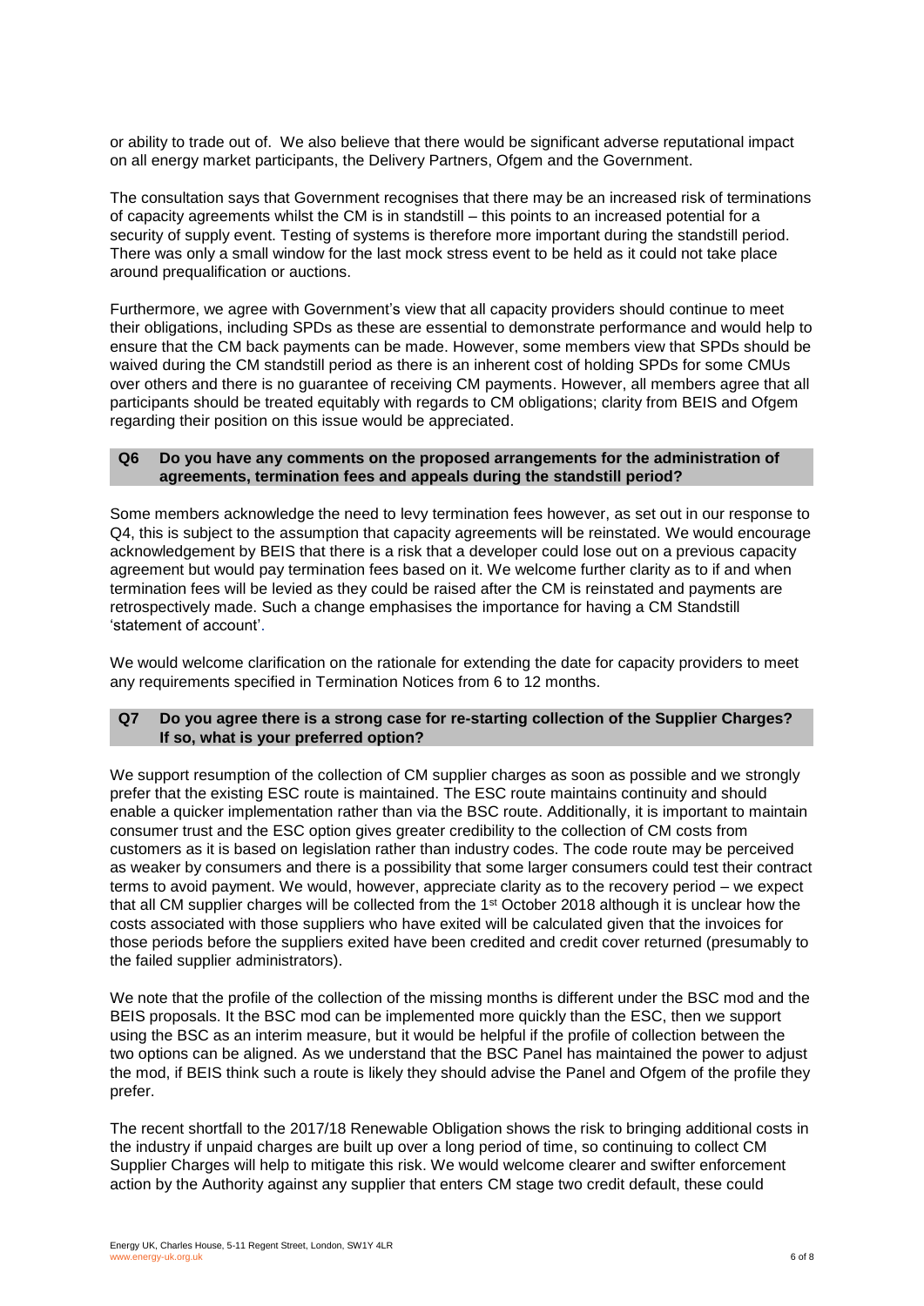or ability to trade out of. We also believe that there would be significant adverse reputational impact on all energy market participants, the Delivery Partners, Ofgem and the Government.

The consultation says that Government recognises that there may be an increased risk of terminations of capacity agreements whilst the CM is in standstill – this points to an increased potential for a security of supply event. Testing of systems is therefore more important during the standstill period. There was only a small window for the last mock stress event to be held as it could not take place around prequalification or auctions.

Furthermore, we agree with Government's view that all capacity providers should continue to meet their obligations, including SPDs as these are essential to demonstrate performance and would help to ensure that the CM back payments can be made. However, some members view that SPDs should be waived during the CM standstill period as there is an inherent cost of holding SPDs for some CMUs over others and there is no guarantee of receiving CM payments. However, all members agree that all participants should be treated equitably with regards to CM obligations; clarity from BEIS and Ofgem regarding their position on this issue would be appreciated.

**Q6 Do you have any comments on the proposed arrangements for the administration of agreements, termination fees and appeals during the standstill period?**

Some members acknowledge the need to levy termination fees however, as set out in our response to Q4, this is subject to the assumption that capacity agreements will be reinstated. We would encourage acknowledgement by BEIS that there is a risk that a developer could lose out on a previous capacity agreement but would pay termination fees based on it. We welcome further clarity as to if and when termination fees will be levied as they could be raised after the CM is reinstated and payments are retrospectively made. Such a change emphasises the importance for having a CM Standstill 'statement of account'.

We would welcome clarification on the rationale for extending the date for capacity providers to meet any requirements specified in Termination Notices from 6 to 12 months.

**Q7 Do you agree there is a strong case for re-starting collection of the Supplier Charges? If so, what is your preferred option?**

We support resumption of the collection of CM supplier charges as soon as possible and we strongly prefer that the existing ESC route is maintained. The ESC route maintains continuity and should enable a quicker implementation rather than via the BSC route. Additionally, it is important to maintain consumer trust and the ESC option gives greater credibility to the collection of CM costs from customers as it is based on legislation rather than industry codes. The code route may be perceived as weaker by consumers and there is a possibility that some larger consumers could test their contract terms to avoid payment. We would, however, appreciate clarity as to the recovery period – we expect that all CM supplier charges will be collected from the 1st October 2018 although it is unclear how the costs associated with those suppliers who have exited will be calculated given that the invoices for those periods before the suppliers exited have been credited and credit cover returned (presumably to the failed supplier administrators).

We note that the profile of the collection of the missing months is different under the BSC mod and the BEIS proposals. It the BSC mod can be implemented more quickly than the ESC, then we support using the BSC as an interim measure, but it would be helpful if the profile of collection between the two options can be aligned. As we understand that the BSC Panel has maintained the power to adjust the mod, if BEIS think such a route is likely they should advise the Panel and Ofgem of the profile they prefer.

The recent shortfall to the 2017/18 Renewable Obligation shows the risk to bringing additional costs in the industry if unpaid charges are built up over a long period of time, so continuing to collect CM Supplier Charges will help to mitigate this risk. We would welcome clearer and swifter enforcement action by the Authority against any supplier that enters CM stage two credit default, these could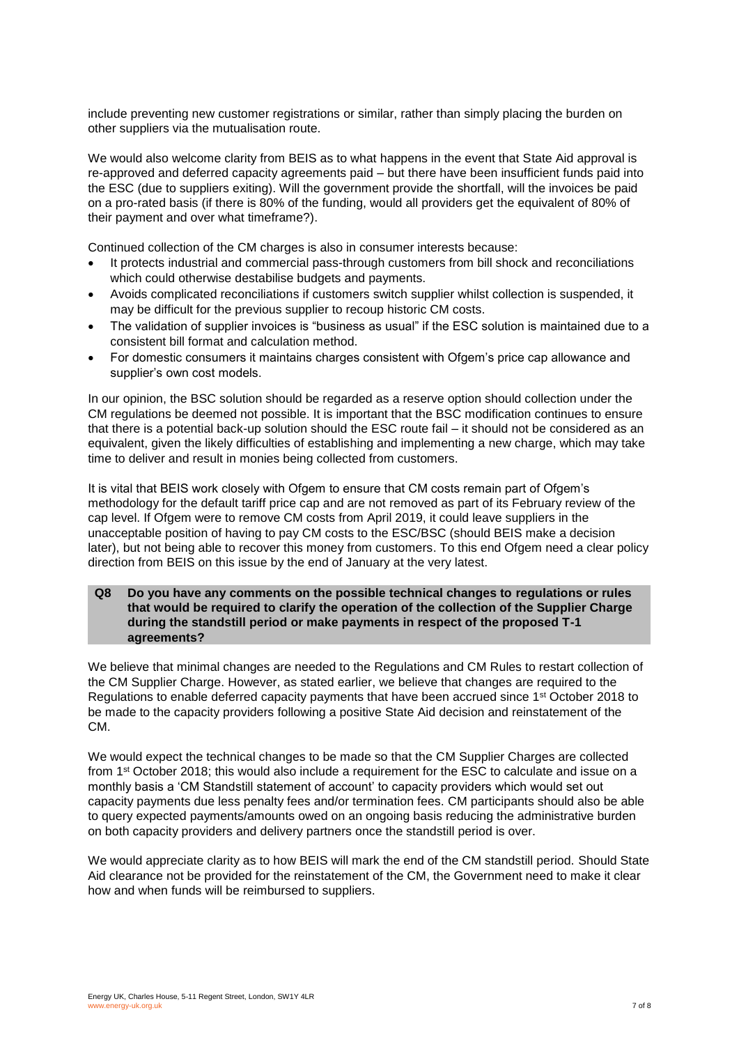include preventing new customer registrations or similar, rather than simply placing the burden on other suppliers via the mutualisation route.

We would also welcome clarity from BEIS as to what happens in the event that State Aid approval is re-approved and deferred capacity agreements paid – but there have been insufficient funds paid into the ESC (due to suppliers exiting). Will the government provide the shortfall, will the invoices be paid on a pro-rated basis (if there is 80% of the funding, would all providers get the equivalent of 80% of their payment and over what timeframe?).

Continued collection of the CM charges is also in consumer interests because:

- It protects industrial and commercial pass-through customers from bill shock and reconciliations which could otherwise destabilise budgets and payments.
- Avoids complicated reconciliations if customers switch supplier whilst collection is suspended, it may be difficult for the previous supplier to recoup historic CM costs.
- The validation of supplier invoices is "business as usual" if the ESC solution is maintained due to a consistent bill format and calculation method.
- For domestic consumers it maintains charges consistent with Ofgem's price cap allowance and supplier's own cost models.

In our opinion, the BSC solution should be regarded as a reserve option should collection under the CM regulations be deemed not possible. It is important that the BSC modification continues to ensure that there is a potential back-up solution should the ESC route fail – it should not be considered as an equivalent, given the likely difficulties of establishing and implementing a new charge, which may take time to deliver and result in monies being collected from customers.

It is vital that BEIS work closely with Ofgem to ensure that CM costs remain part of Ofgem's methodology for the default tariff price cap and are not removed as part of its February review of the cap level. If Ofgem were to remove CM costs from April 2019, it could leave suppliers in the unacceptable position of having to pay CM costs to the ESC/BSC (should BEIS make a decision later), but not being able to recover this money from customers. To this end Ofgem need a clear policy direction from BEIS on this issue by the end of January at the very latest.

**Q8 Do you have any comments on the possible technical changes to regulations or rules that would be required to clarify the operation of the collection of the Supplier Charge during the standstill period or make payments in respect of the proposed T-1 agreements?**

We believe that minimal changes are needed to the Regulations and CM Rules to restart collection of the CM Supplier Charge. However, as stated earlier, we believe that changes are required to the Regulations to enable deferred capacity payments that have been accrued since 1st October 2018 to be made to the capacity providers following a positive State Aid decision and reinstatement of the CM.

We would expect the technical changes to be made so that the CM Supplier Charges are collected from 1st October 2018; this would also include a requirement for the ESC to calculate and issue on a monthly basis a 'CM Standstill statement of account' to capacity providers which would set out capacity payments due less penalty fees and/or termination fees. CM participants should also be able to query expected payments/amounts owed on an ongoing basis reducing the administrative burden on both capacity providers and delivery partners once the standstill period is over.

We would appreciate clarity as to how BEIS will mark the end of the CM standstill period. Should State Aid clearance not be provided for the reinstatement of the CM, the Government need to make it clear how and when funds will be reimbursed to suppliers.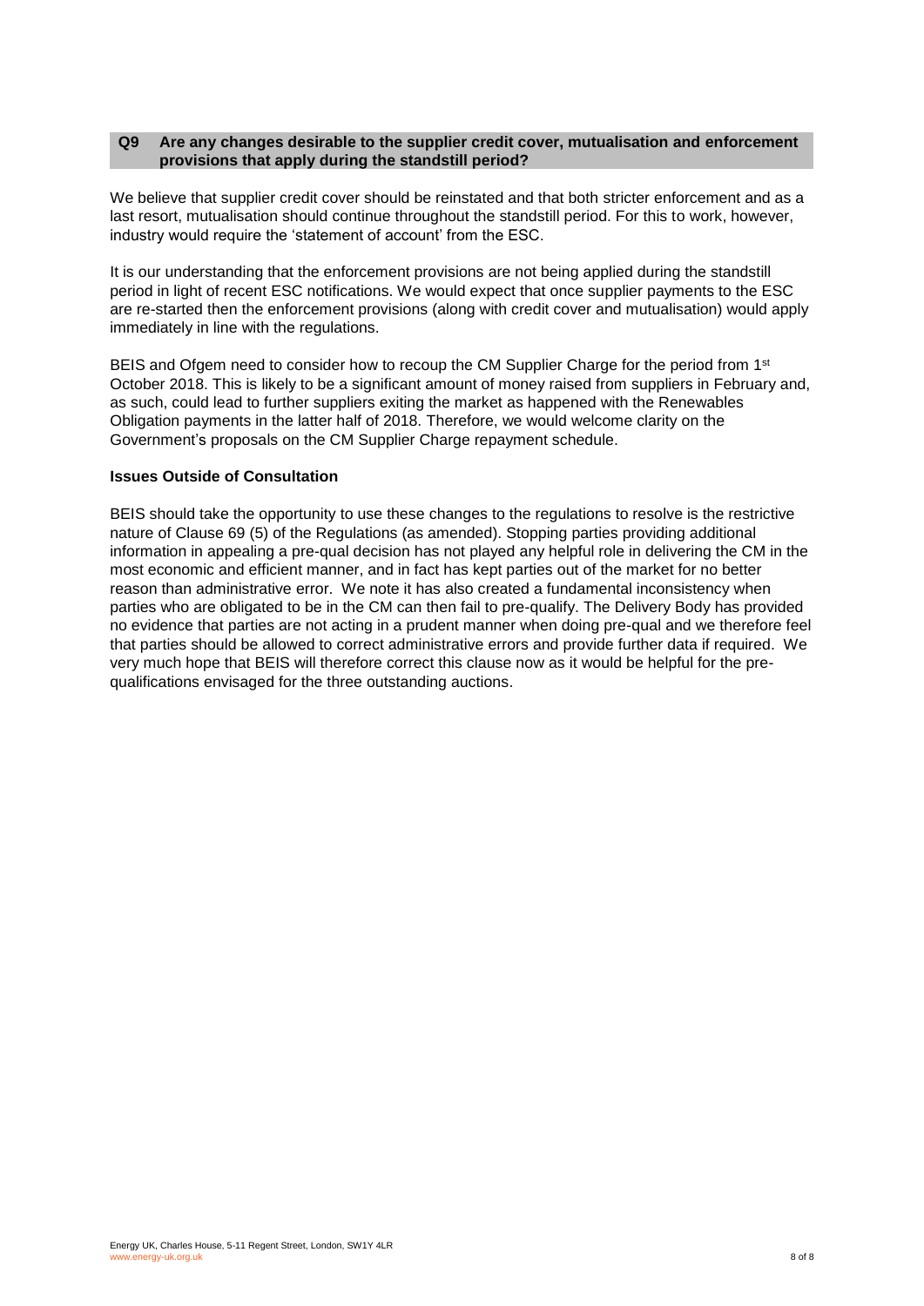**Q9 Are any changes desirable to the supplier credit cover, mutualisation and enforcement provisions that apply during the standstill period?**

We believe that supplier credit cover should be reinstated and that both stricter enforcement and as a last resort, mutualisation should continue throughout the standstill period. For this to work, however, industry would require the 'statement of account' from the ESC.

It is our understanding that the enforcement provisions are not being applied during the standstill period in light of recent ESC notifications. We would expect that once supplier payments to the ESC are re-started then the enforcement provisions (along with credit cover and mutualisation) would apply immediately in line with the regulations.

BEIS and Ofgem need to consider how to recoup the CM Supplier Charge for the period from 1st October 2018. This is likely to be a significant amount of money raised from suppliers in February and, as such, could lead to further suppliers exiting the market as happened with the Renewables Obligation payments in the latter half of 2018. Therefore, we would welcome clarity on the Government's proposals on the CM Supplier Charge repayment schedule.

**Issues Outside of Consultation**

BEIS should take the opportunity to use these changes to the regulations to resolve is the restrictive nature of Clause 69 (5) of the Regulations (as amended). Stopping parties providing additional information in appealing a pre-qual decision has not played any helpful role in delivering the CM in the most economic and efficient manner, and in fact has kept parties out of the market for no better reason than administrative error. We note it has also created a fundamental inconsistency when parties who are obligated to be in the CM can then fail to pre-qualify. The Delivery Body has provided no evidence that parties are not acting in a prudent manner when doing pre-qual and we therefore feel that parties should be allowed to correct administrative errors and provide further data if required. We very much hope that BEIS will therefore correct this clause now as it would be helpful for the pre-qualifications envisaged for the three outstanding auctions.

Energy UK, Charles House, 5-11 Regent Street, London, SW1Y 4LR
www.energy-uk.org.uk